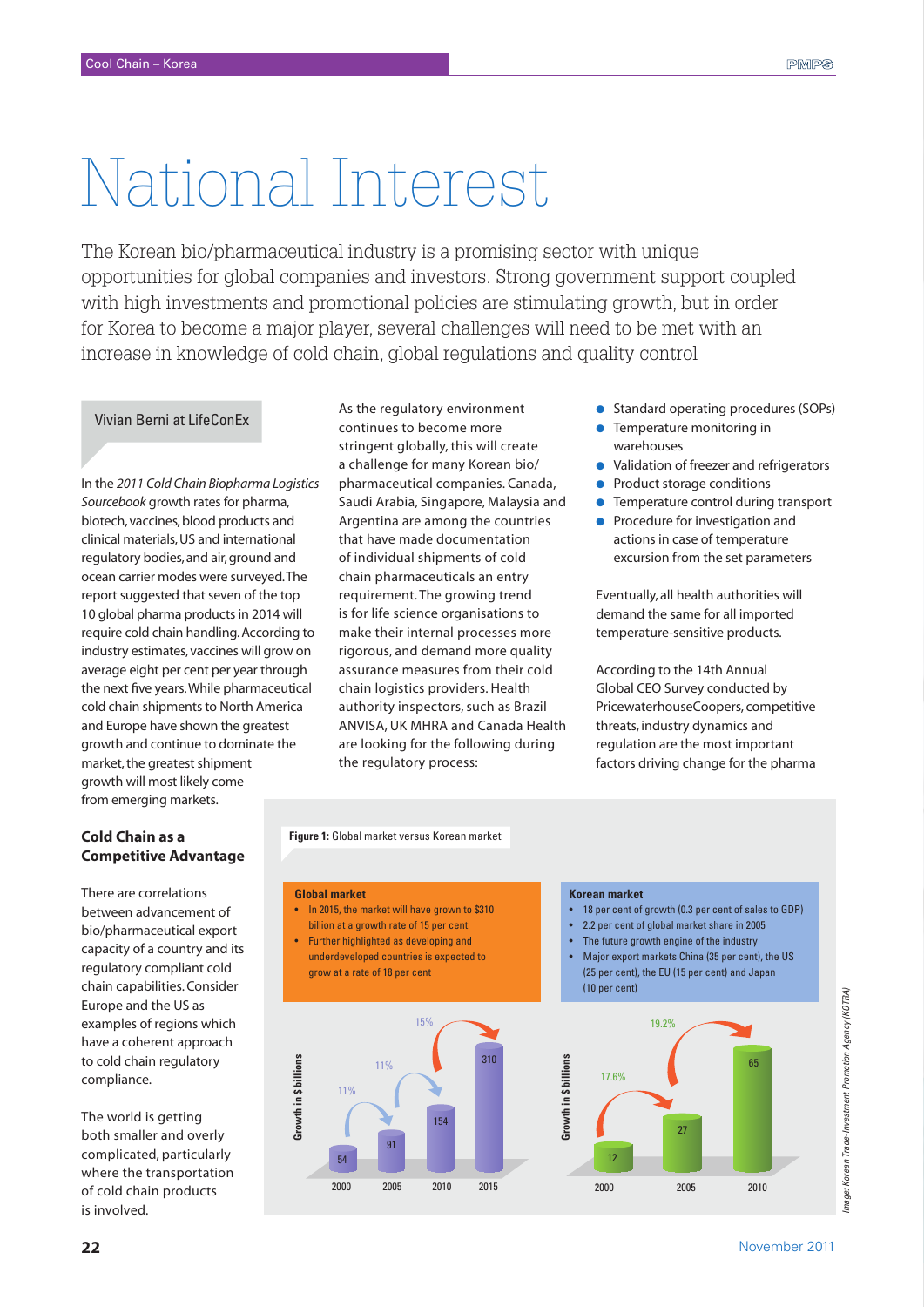# National Interest

The Korean bio/pharmaceutical industry is a promising sector with unique opportunities for global companies and investors. Strong government support coupled with high investments and promotional policies are stimulating growth, but in order for Korea to become a major player, several challenges will need to be met with an increase in knowledge of cold chain, global regulations and quality control

Vivian Berni at LifeConEx

In the *2011 Cold Chain Biopharma Logistics Sourcebook* growth rates for pharma, biotech, vaccines, blood products and clinical materials, US and international regulatory bodies, and air, ground and ocean carrier modes were surveyed. The report suggested that seven of the top 10 global pharma products in 2014 will require cold chain handling. According to industry estimates, vaccines will grow on average eight per cent per year through the next five years. While pharmaceutical cold chain shipments to North America and Europe have shown the greatest growth and continue to dominate the market, the greatest shipment growth will most likely come from emerging markets.

## Cold Chain as a Competitive Advantage

There are correlations between advancement of bio/pharmaceutical export capacity of a country and its regulatory compliant cold chain capabilities. Consider Europe and the US as examples of regions which have a coherent approach to cold chain regulatory compliance.

The world is getting both smaller and overly complicated, particularly where the transportation of cold chain products is involved.

As the regulatory environment continues to become more stringent globally, this will create a challenge for many Korean bio/pharmaceutical companies. Canada, Saudi Arabia, Singapore, Malaysia and Argentina are among the countries that have made documentation of individual shipments of cold chain pharmaceuticals an entry requirement. The growing trend is for life science organisations to make their internal processes more rigorous, and demand more quality assurance measures from their cold chain logistics providers. Health authority inspectors, such as Brazil ANVISA, UK MHRA and Canada Health are looking for the following during the regulatory process:

- Standard operating procedures (SOPs)
- Temperature monitoring in warehouses
- Validation of freezer and refrigerators
- Product storage conditions
- Temperature control during transport
- Procedure for investigation and actions in case of temperature excursion from the set parameters

Eventually, all health authorities will demand the same for all imported temperature-sensitive products.

According to the 14th Annual Global CEO Survey conducted by PricewaterhouseCoopers, competitive threats, industry dynamics and regulation are the most important factors driving change for the pharma

**Figure 1:** Global market versus Korean market

**Global market**

- In 2015, the market will have grown to $310 billion at a growth rate of 15 per cent
- Further highlighted as developing and underdeveloped countries is expected to grow at a rate of 18 per cent

| Year | 2000 | 2005 | 2010 | 2015 |
|---|---|---|---|---|
| Growth in $ billions | 54 | 91 | 154 | 310 |
| Growth rate | | 11% | 11% | 15% |

**Korean market**

- 18 per cent of growth (0.3 per cent of sales to GDP)
- 2.2 per cent of global market share in 2005
- The future growth engine of the industry
- Major export markets China (35 per cent), the US (25 per cent), the EU (15 per cent) and Japan (10 per cent)

| Year | 2000 | 2005 | 2010 |
|---|---|---|---|
| Growth in $ billions | 12 | 27 | 65 |
| Growth rate | | 17.6% | 19.2% |

*Image: Korean Trade-Investment Promotion Agency (KOTRA)*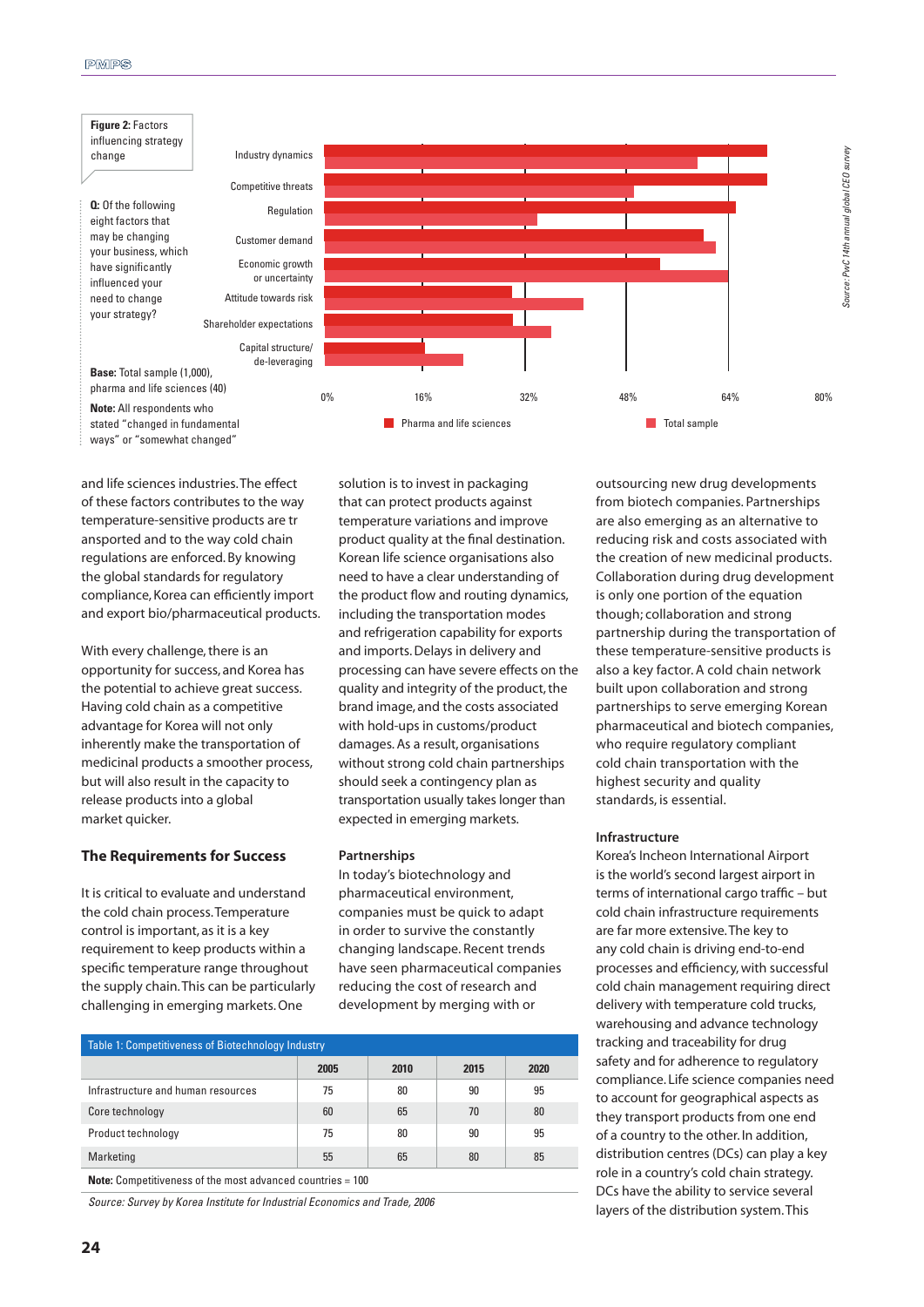**Figure 2:** Factors influencing strategy change

**Q:** Of the following eight factors that may be changing your business, which have significantly influenced your need to change your strategy?

**Base:** Total sample (1,000), pharma and life sciences (40)

**Note:** All respondents who stated "changed in fundamental ways" or "somewhat changed"

| Factor |
|---|
| Industry dynamics |
| Competitive threats |
| Regulation |
| Customer demand |
| Economic growth or uncertainty |
| Attitude towards risk |
| Shareholder expectations |
| Capital structure/de-leveraging |

0% 16% 32% 48% 64% 80%

Pharma and life sciences | Total sample

*Source: PwC 14th annual global CEO survey*

and life sciences industries. The effect of these factors contributes to the way temperature-sensitive products are tr ansported and to the way cold chain regulations are enforced. By knowing the global standards for regulatory compliance, Korea can efficiently import and export bio/pharmaceutical products.

With every challenge, there is an opportunity for success, and Korea has the potential to achieve great success. Having cold chain as a competitive advantage for Korea will not only inherently make the transportation of medicinal products a smoother process, but will also result in the capacity to release products into a global market quicker.

## The Requirements for Success

It is critical to evaluate and understand the cold chain process. Temperature control is important, as it is a key requirement to keep products within a specific temperature range throughout the supply chain. This can be particularly challenging in emerging markets. One solution is to invest in packaging that can protect products against temperature variations and improve product quality at the final destination. Korean life science organisations also need to have a clear understanding of the product flow and routing dynamics, including the transportation modes and refrigeration capability for exports and imports. Delays in delivery and processing can have severe effects on the quality and integrity of the product, the brand image, and the costs associated with hold-ups in customs/product damages. As a result, organisations without strong cold chain partnerships should seek a contingency plan as transportation usually takes longer than expected in emerging markets.

### Partnerships

In today's biotechnology and pharmaceutical environment, companies must be quick to adapt in order to survive the constantly changing landscape. Recent trends have seen pharmaceutical companies reducing the cost of research and development by merging with or outsourcing new drug developments from biotech companies. Partnerships are also emerging as an alternative to reducing risk and costs associated with the creation of new medicinal products. Collaboration during drug development is only one portion of the equation though; collaboration and strong partnership during the transportation of these temperature-sensitive products is also a key factor. A cold chain network built upon collaboration and strong partnerships to serve emerging Korean pharmaceutical and biotech companies, who require regulatory compliant cold chain transportation with the highest security and quality standards, is essential.

**Table 1: Competitiveness of Biotechnology Industry**

| | 2005 | 2010 | 2015 | 2020 |
|---|---|---|---|---|
| Infrastructure and human resources | 75 | 80 | 90 | 95 |
| Core technology | 60 | 65 | 70 | 80 |
| Product technology | 75 | 80 | 90 | 95 |
| Marketing | 55 | 65 | 80 | 85 |

**Note:** Competitiveness of the most advanced countries = 100

*Source: Survey by Korea Institute for Industrial Economics and Trade, 2006*

### Infrastructure

Korea's Incheon International Airport is the world's second largest airport in terms of international cargo traffic – but cold chain infrastructure requirements are far more extensive. The key to any cold chain is driving end-to-end processes and efficiency, with successful cold chain management requiring direct delivery with temperature cold trucks, warehousing and advance technology tracking and traceability for drug safety and for adherence to regulatory compliance. Life science companies need to account for geographical aspects as they transport products from one end of a country to the other. In addition, distribution centres (DCs) can play a key role in a country's cold chain strategy. DCs have the ability to service several layers of the distribution system. This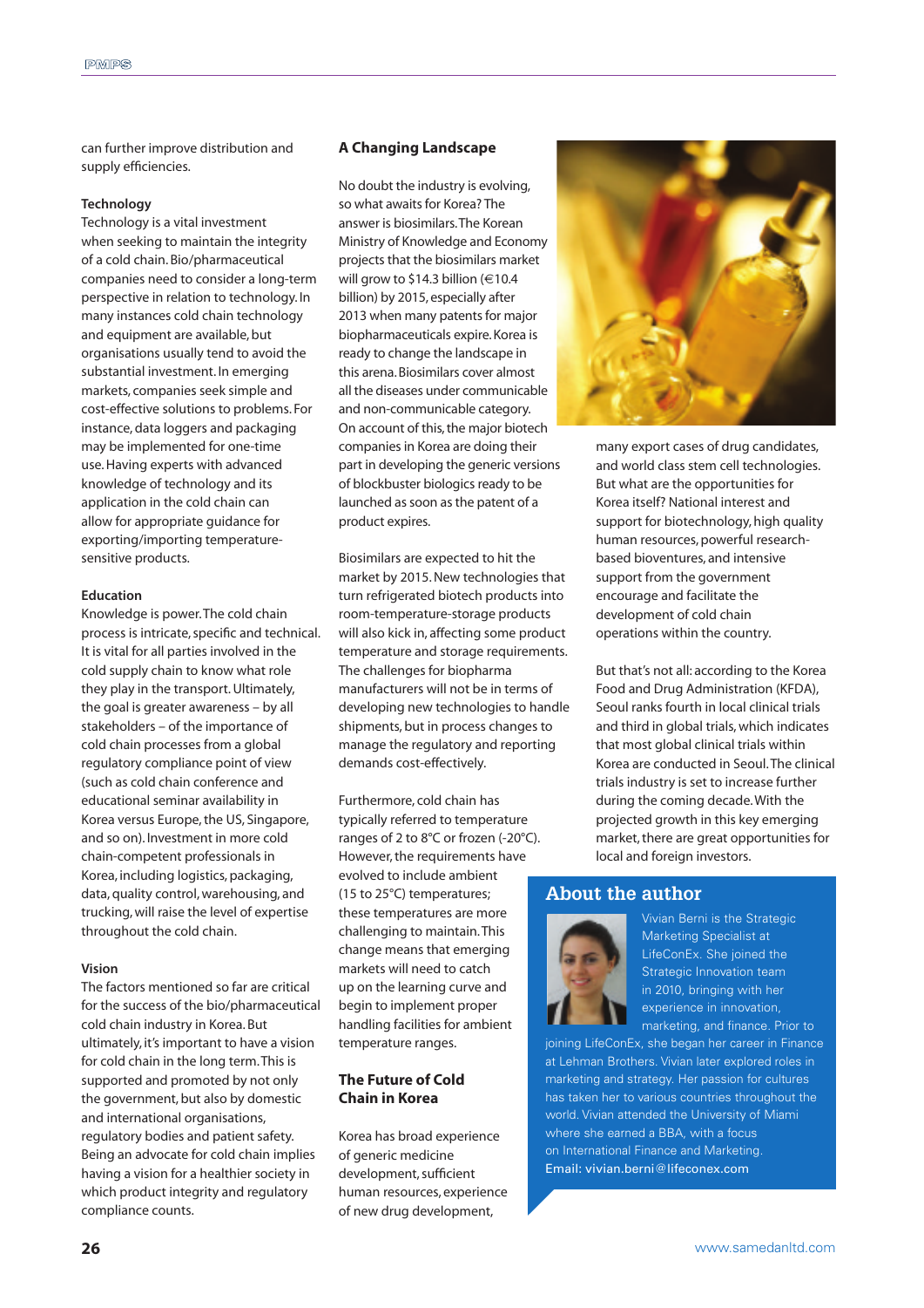can further improve distribution and supply efficiencies.

### Technology

Technology is a vital investment when seeking to maintain the integrity of a cold chain. Bio/pharmaceutical companies need to consider a long-term perspective in relation to technology. In many instances cold chain technology and equipment are available, but organisations usually tend to avoid the substantial investment. In emerging markets, companies seek simple and cost-effective solutions to problems. For instance, data loggers and packaging may be implemented for one-time use. Having experts with advanced knowledge of technology and its application in the cold chain can allow for appropriate guidance for exporting/importing temperature-sensitive products.

### Education

Knowledge is power. The cold chain process is intricate, specific and technical. It is vital for all parties involved in the cold supply chain to know what role they play in the transport. Ultimately, the goal is greater awareness – by all stakeholders – of the importance of cold chain processes from a global regulatory compliance point of view (such as cold chain conference and educational seminar availability in Korea versus Europe, the US, Singapore, and so on). Investment in more cold chain-competent professionals in Korea, including logistics, packaging, data, quality control, warehousing, and trucking, will raise the level of expertise throughout the cold chain.

### Vision

The factors mentioned so far are critical for the success of the bio/pharmaceutical cold chain industry in Korea. But ultimately, it's important to have a vision for cold chain in the long term. This is supported and promoted by not only the government, but also by domestic and international organisations, regulatory bodies and patient safety. Being an advocate for cold chain implies having a vision for a healthier society in which product integrity and regulatory compliance counts.

## A Changing Landscape

No doubt the industry is evolving, so what awaits for Korea? The answer is biosimilars. The Korean Ministry of Knowledge and Economy projects that the biosimilars market will grow to $14.3 billion (€10.4 billion) by 2015, especially after 2013 when many patents for major biopharmaceuticals expire. Korea is ready to change the landscape in this arena. Biosimilars cover almost all the diseases under communicable and non-communicable category. On account of this, the major biotech companies in Korea are doing their part in developing the generic versions of blockbuster biologics ready to be launched as soon as the patent of a product expires.

Biosimilars are expected to hit the market by 2015. New technologies that turn refrigerated biotech products into room-temperature-storage products will also kick in, affecting some product temperature and storage requirements. The challenges for biopharma manufacturers will not be in terms of developing new technologies to handle shipments, but in process changes to manage the regulatory and reporting demands cost-effectively.

Furthermore, cold chain has typically referred to temperature ranges of 2 to 8°C or frozen (-20°C). However, the requirements have evolved to include ambient (15 to 25°C) temperatures; these temperatures are more challenging to maintain. This change means that emerging markets will need to catch up on the learning curve and begin to implement proper handling facilities for ambient temperature ranges.

## The Future of Cold Chain in Korea

Korea has broad experience of generic medicine development, sufficient human resources, experience of new drug development, many export cases of drug candidates, and world class stem cell technologies. But what are the opportunities for Korea itself? National interest and support for biotechnology, high quality human resources, powerful research-based bioventures, and intensive support from the government encourage and facilitate the development of cold chain operations within the country.

But that's not all: according to the Korea Food and Drug Administration (KFDA), Seoul ranks fourth in local clinical trials and third in global trials, which indicates that most global clinical trials within Korea are conducted in Seoul. The clinical trials industry is set to increase further during the coming decade. With the projected growth in this key emerging market, there are great opportunities for local and foreign investors.

## About the author

Vivian Berni is the Strategic Marketing Specialist at LifeConEx. She joined the Strategic Innovation team in 2010, bringing with her experience in innovation, marketing, and finance. Prior to joining LifeConEx, she began her career in Finance at Lehman Brothers. Vivian later explored roles in marketing and strategy. Her passion for cultures has taken her to various countries throughout the world. Vivian attended the University of Miami where she earned a BBA, with a focus on International Finance and Marketing.
Email: vivian.berni@lifeconex.com